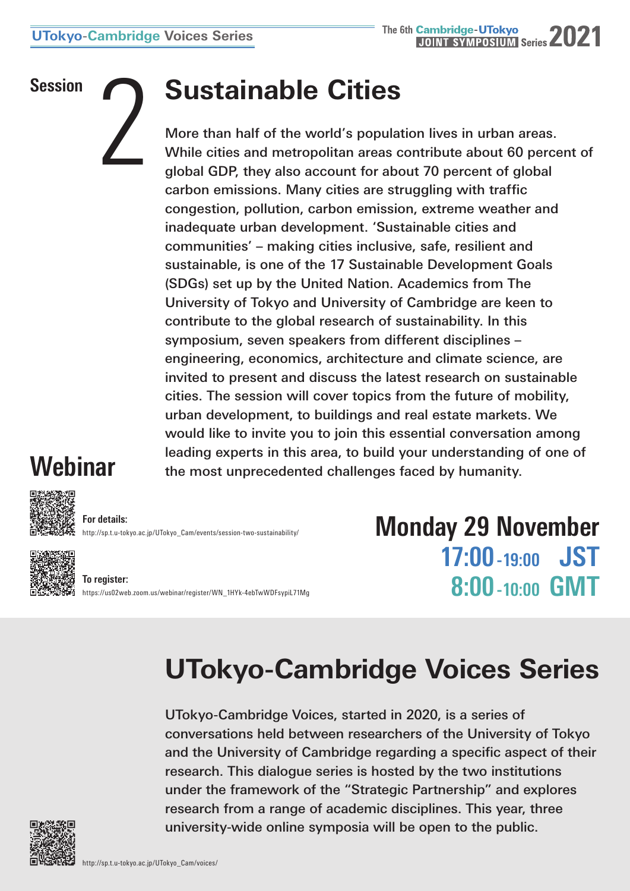UTokyo-Cambridge Voices Series

The 6th Cambridge-UTokyo JOINT SYMPOSIUM Series 2021

Session 2

# Sustainable Cities

More than half of the world's population lives in urban areas. While cities and metropolitan areas contribute about 60 percent of global GDP, they also account for about 70 percent of global carbon emissions. Many cities are struggling with traffic congestion, pollution, carbon emission, extreme weather and inadequate urban development. 'Sustainable cities and communities' – making cities inclusive, safe, resilient and sustainable, is one of the 17 Sustainable Development Goals (SDGs) set up by the United Nation. Academics from The University of Tokyo and University of Cambridge are keen to contribute to the global research of sustainability. In this symposium, seven speakers from different disciplines – engineering, economics, architecture and climate science, are invited to present and discuss the latest research on sustainable cities. The session will cover topics from the future of mobility, urban development, to buildings and real estate markets. We would like to invite you to join this essential conversation among leading experts in this area, to build your understanding of one of the most unprecedented challenges faced by humanity.

## Webinar

**For details:**
http://sp.t.u-tokyo.ac.jp/UTokyo_Cam/events/session-two-sustainability/

**To register:**
https://us02web.zoom.us/webinar/register/WN_1HYk-4ebTwWDFsypiL71Mg

**Monday 29 November**
**17:00-19:00 JST**
**8:00-10:00 GMT**

# UTokyo-Cambridge Voices Series

UTokyo-Cambridge Voices, started in 2020, is a series of conversations held between researchers of the University of Tokyo and the University of Cambridge regarding a specific aspect of their research. This dialogue series is hosted by the two institutions under the framework of the "Strategic Partnership" and explores research from a range of academic disciplines. This year, three university-wide online symposia will be open to the public.

http://sp.t.u-tokyo.ac.jp/UTokyo_Cam/voices/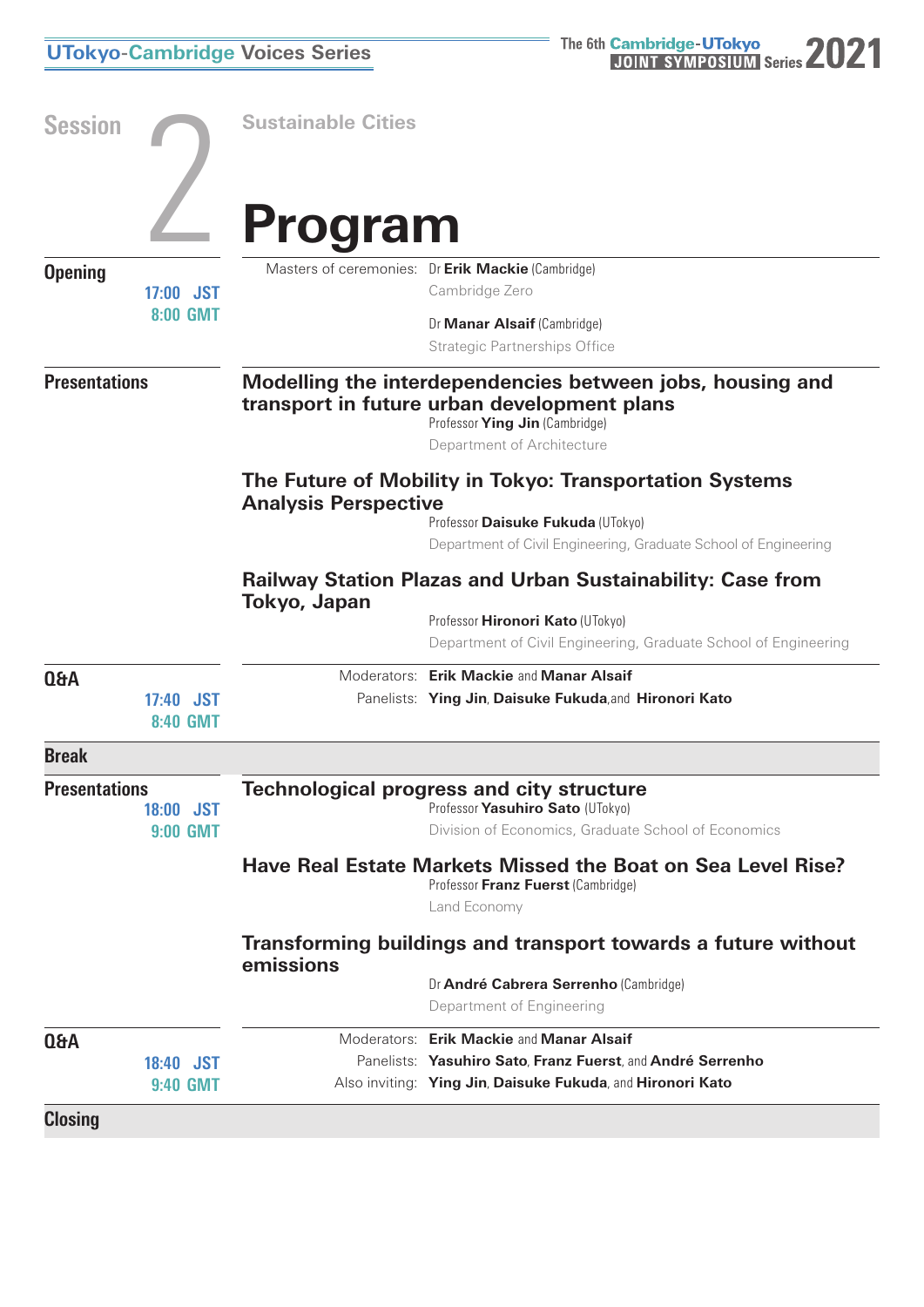# Session 2

## Sustainable Cities

# Program

**Opening**
17:00 JST
8:00 GMT

Masters of ceremonies: Dr **Erik Mackie** (Cambridge)
Cambridge Zero

Dr **Manar Alsaif** (Cambridge)
Strategic Partnerships Office

**Presentations**

### Modelling the interdependencies between jobs, housing and transport in future urban development plans

Professor **Ying Jin** (Cambridge)
Department of Architecture

### The Future of Mobility in Tokyo: Transportation Systems Analysis Perspective

Professor **Daisuke Fukuda** (UTokyo)
Department of Civil Engineering, Graduate School of Engineering

### Railway Station Plazas and Urban Sustainability: Case from Tokyo, Japan

Professor **Hironori Kato** (UTokyo)
Department of Civil Engineering, Graduate School of Engineering

**Q&A**
17:40 JST
8:40 GMT

Moderators: **Erik Mackie** and **Manar Alsaif**
Panelists: **Ying Jin**, **Daisuke Fukuda**, and **Hironori Kato**

**Break**

**Presentations**
18:00 JST
9:00 GMT

### Technological progress and city structure

Professor **Yasuhiro Sato** (UTokyo)
Division of Economics, Graduate School of Economics

### Have Real Estate Markets Missed the Boat on Sea Level Rise?

Professor **Franz Fuerst** (Cambridge)
Land Economy

### Transforming buildings and transport towards a future without emissions

Dr **André Cabrera Serrenho** (Cambridge)
Department of Engineering

**Q&A**
18:40 JST
9:40 GMT

Moderators: **Erik Mackie** and **Manar Alsaif**
Panelists: **Yasuhiro Sato**, **Franz Fuerst**, and **André Serrenho**
Also inviting: **Ying Jin**, **Daisuke Fukuda**, and **Hironori Kato**

**Closing**